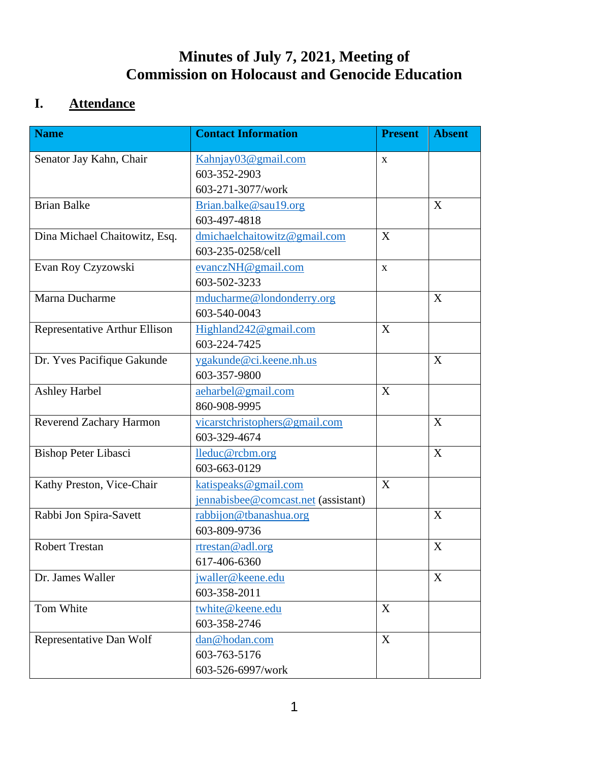# Minutes of July 7, 2021, Meeting of Commission on Holocaust and Genocide Education

## I. Attendance

| Name | Contact Information | Present | Absent |
|---|---|---|---|
| Senator Jay Kahn, Chair | Kahnjay03@gmail.com<br>603-352-2903<br>603-271-3077/work | x | |
| Brian Balke | Brian.balke@sau19.org<br>603-497-4818 | | X |
| Dina Michael Chaitowitz, Esq. | dmichaelchaitowitz@gmail.com<br>603-235-0258/cell | X | |
| Evan Roy Czyzowski | evanczNH@gmail.com<br>603-502-3233 | x | |
| Marna Ducharme | mducharme@londonderry.org<br>603-540-0043 | | X |
| Representative Arthur Ellison | Highland242@gmail.com<br>603-224-7425 | X | |
| Dr. Yves Pacifique Gakunde | ygakunde@ci.keene.nh.us<br>603-357-9800 | | X |
| Ashley Harbel | aeharbel@gmail.com<br>860-908-9995 | X | |
| Reverend Zachary Harmon | vicarstchristophers@gmail.com<br>603-329-4674 | | X |
| Bishop Peter Libasci | lleduc@rcbm.org<br>603-663-0129 | | X |
| Kathy Preston, Vice-Chair | katispeaks@gmail.com<br>jennabisbee@comcast.net (assistant) | X | |
| Rabbi Jon Spira-Savett | rabbijon@tbanashua.org<br>603-809-9736 | | X |
| Robert Trestan | rtrestan@adl.org<br>617-406-6360 | | X |
| Dr. James Waller | jwaller@keene.edu<br>603-358-2011 | | X |
| Tom White | twhite@keene.edu<br>603-358-2746 | X | |
| Representative Dan Wolf | dan@hodan.com<br>603-763-5176<br>603-526-6997/work | X | |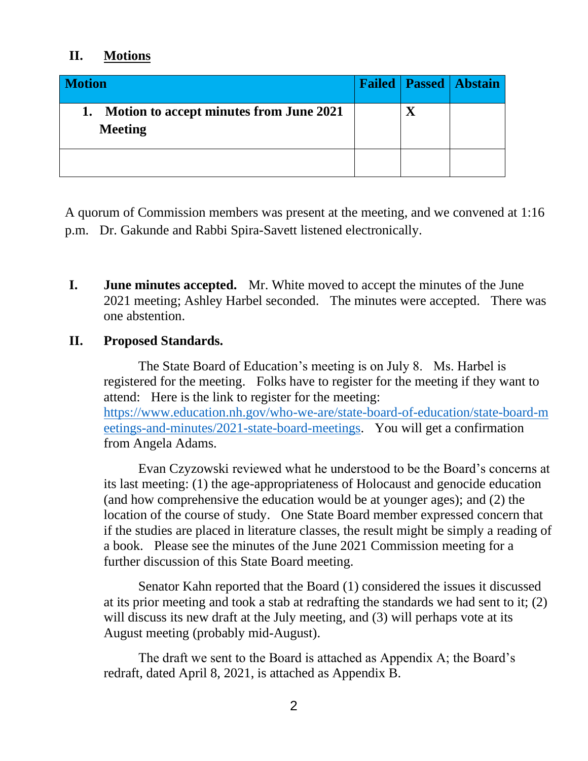## II. Motions

| Motion | Failed | Passed | Abstain |
|---|---|---|---|
| 1. Motion to accept minutes from June 2021 Meeting | | X | |
| | | | |

A quorum of Commission members was present at the meeting, and we convened at 1:16 p.m. Dr. Gakunde and Rabbi Spira-Savett listened electronically.

**I. June minutes accepted.** Mr. White moved to accept the minutes of the June 2021 meeting; Ashley Harbel seconded. The minutes were accepted. There was one abstention.

**II. Proposed Standards.**

The State Board of Education's meeting is on July 8. Ms. Harbel is registered for the meeting. Folks have to register for the meeting if they want to attend: Here is the link to register for the meeting: https://www.education.nh.gov/who-we-are/state-board-of-education/state-board-meetings-and-minutes/2021-state-board-meetings. You will get a confirmation from Angela Adams.

Evan Czyzowski reviewed what he understood to be the Board's concerns at its last meeting: (1) the age-appropriateness of Holocaust and genocide education (and how comprehensive the education would be at younger ages); and (2) the location of the course of study. One State Board member expressed concern that if the studies are placed in literature classes, the result might be simply a reading of a book. Please see the minutes of the June 2021 Commission meeting for a further discussion of this State Board meeting.

Senator Kahn reported that the Board (1) considered the issues it discussed at its prior meeting and took a stab at redrafting the standards we had sent to it; (2) will discuss its new draft at the July meeting, and (3) will perhaps vote at its August meeting (probably mid-August).

The draft we sent to the Board is attached as Appendix A; the Board's redraft, dated April 8, 2021, is attached as Appendix B.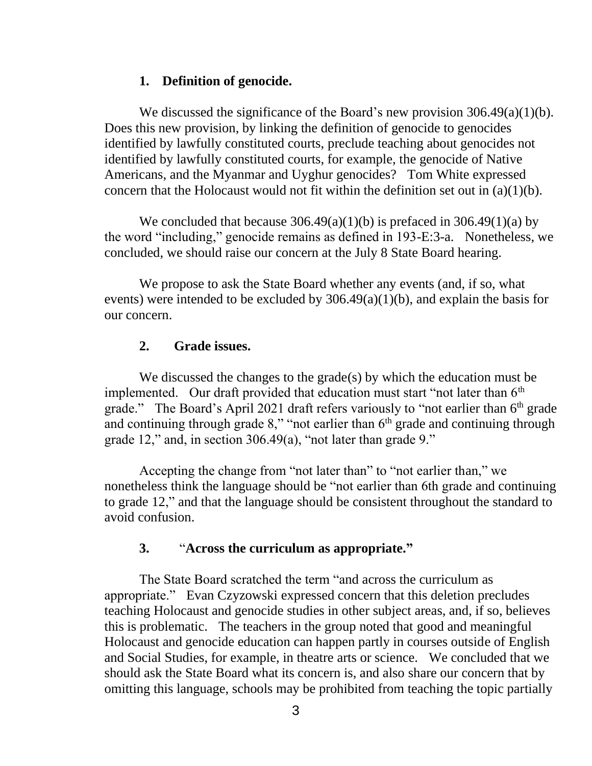## 1. Definition of genocide.

We discussed the significance of the Board's new provision 306.49(a)(1)(b). Does this new provision, by linking the definition of genocide to genocides identified by lawfully constituted courts, preclude teaching about genocides not identified by lawfully constituted courts, for example, the genocide of Native Americans, and the Myanmar and Uyghur genocides? Tom White expressed concern that the Holocaust would not fit within the definition set out in (a)(1)(b).

We concluded that because 306.49(a)(1)(b) is prefaced in 306.49(1)(a) by the word "including," genocide remains as defined in 193-E:3-a. Nonetheless, we concluded, we should raise our concern at the July 8 State Board hearing.

We propose to ask the State Board whether any events (and, if so, what events) were intended to be excluded by 306.49(a)(1)(b), and explain the basis for our concern.

## 2. Grade issues.

We discussed the changes to the grade(s) by which the education must be implemented. Our draft provided that education must start "not later than 6th grade." The Board's April 2021 draft refers variously to "not earlier than 6th grade and continuing through grade 8," "not earlier than 6th grade and continuing through grade 12," and, in section 306.49(a), "not later than grade 9."

Accepting the change from "not later than" to "not earlier than," we nonetheless think the language should be "not earlier than 6th grade and continuing to grade 12," and that the language should be consistent throughout the standard to avoid confusion.

## 3. "Across the curriculum as appropriate."

The State Board scratched the term "and across the curriculum as appropriate." Evan Czyzowski expressed concern that this deletion precludes teaching Holocaust and genocide studies in other subject areas, and, if so, believes this is problematic. The teachers in the group noted that good and meaningful Holocaust and genocide education can happen partly in courses outside of English and Social Studies, for example, in theatre arts or science. We concluded that we should ask the State Board what its concern is, and also share our concern that by omitting this language, schools may be prohibited from teaching the topic partially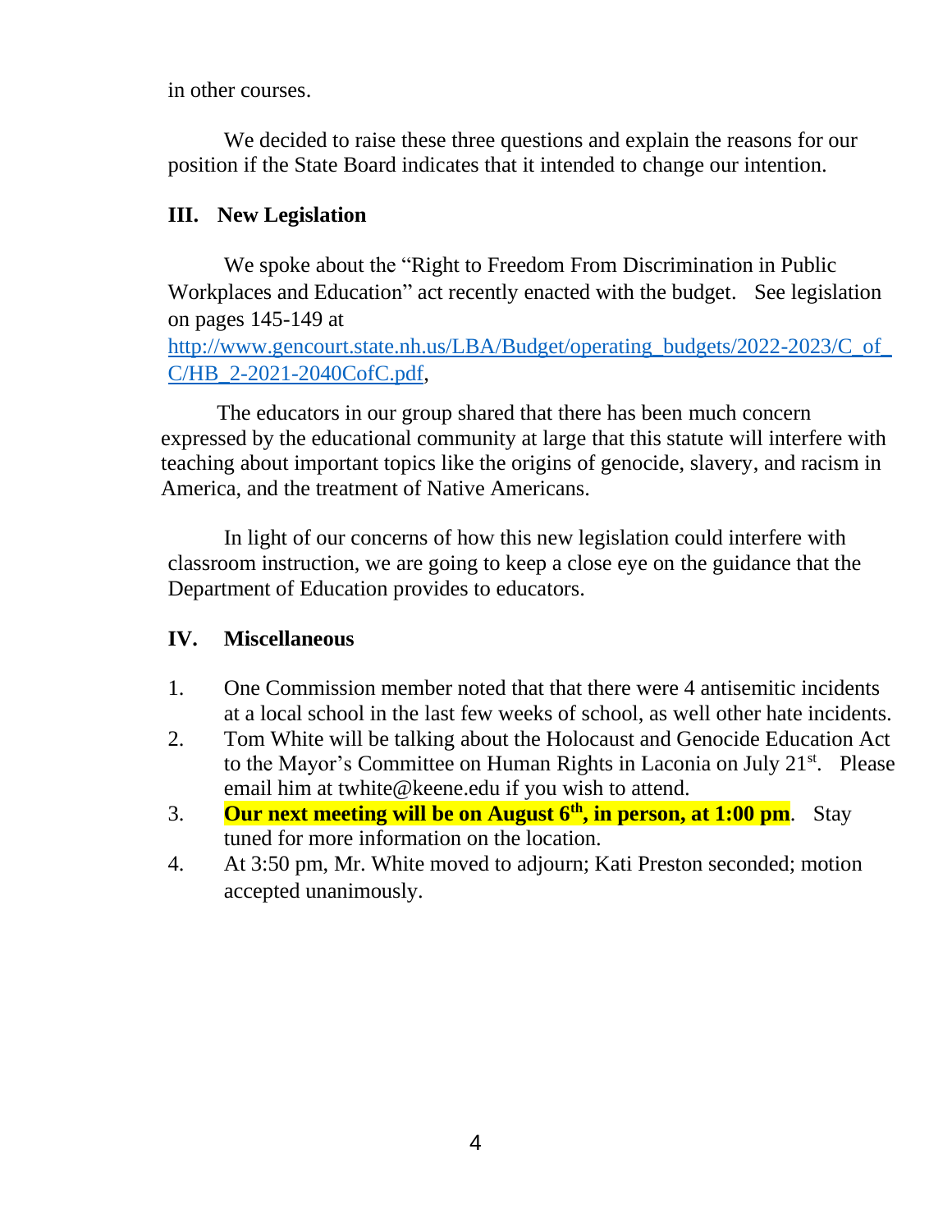in other courses.

We decided to raise these three questions and explain the reasons for our position if the State Board indicates that it intended to change our intention.

## III. New Legislation

We spoke about the "Right to Freedom From Discrimination in Public Workplaces and Education" act recently enacted with the budget. See legislation on pages 145-149 at http://www.gencourt.state.nh.us/LBA/Budget/operating_budgets/2022-2023/C_of_C/HB_2-2021-2040CofC.pdf,

The educators in our group shared that there has been much concern expressed by the educational community at large that this statute will interfere with teaching about important topics like the origins of genocide, slavery, and racism in America, and the treatment of Native Americans.

In light of our concerns of how this new legislation could interfere with classroom instruction, we are going to keep a close eye on the guidance that the Department of Education provides to educators.

## IV. Miscellaneous

1. One Commission member noted that that there were 4 antisemitic incidents at a local school in the last few weeks of school, as well other hate incidents.
2. Tom White will be talking about the Holocaust and Genocide Education Act to the Mayor's Committee on Human Rights in Laconia on July 21st. Please email him at twhite@keene.edu if you wish to attend.
3. **Our next meeting will be on August 6th, in person, at 1:00 pm**. Stay tuned for more information on the location.
4. At 3:50 pm, Mr. White moved to adjourn; Kati Preston seconded; motion accepted unanimously.